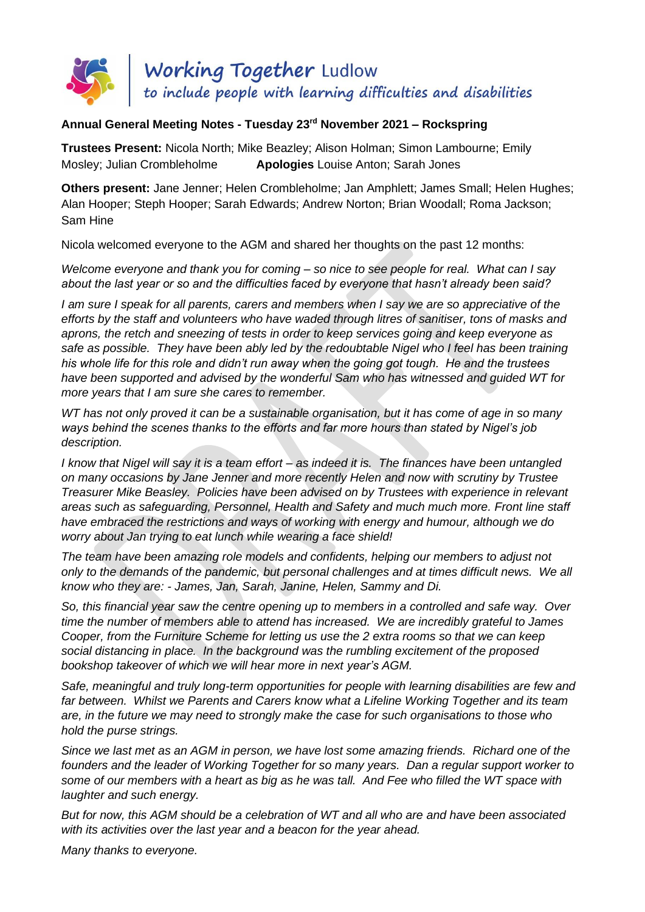**Working Together** Ludlow
*to include people with learning difficulties and disabilities*

**Annual General Meeting Notes - Tuesday 23rd November 2021 – Rockspring**

**Trustees Present:** Nicola North; Mike Beazley; Alison Holman; Simon Lambourne; Emily Mosley; Julian Crombleholme **Apologies** Louise Anton; Sarah Jones

**Others present:** Jane Jenner; Helen Crombleholme; Jan Amphlett; James Small; Helen Hughes; Alan Hooper; Steph Hooper; Sarah Edwards; Andrew Norton; Brian Woodall; Roma Jackson; Sam Hine

Nicola welcomed everyone to the AGM and shared her thoughts on the past 12 months:

*Welcome everyone and thank you for coming – so nice to see people for real. What can I say about the last year or so and the difficulties faced by everyone that hasn't already been said?*

*I am sure I speak for all parents, carers and members when I say we are so appreciative of the efforts by the staff and volunteers who have waded through litres of sanitiser, tons of masks and aprons, the retch and sneezing of tests in order to keep services going and keep everyone as safe as possible. They have been ably led by the redoubtable Nigel who I feel has been training his whole life for this role and didn't run away when the going got tough. He and the trustees have been supported and advised by the wonderful Sam who has witnessed and guided WT for more years that I am sure she cares to remember.*

*WT has not only proved it can be a sustainable organisation, but it has come of age in so many ways behind the scenes thanks to the efforts and far more hours than stated by Nigel's job description.*

*I know that Nigel will say it is a team effort – as indeed it is. The finances have been untangled on many occasions by Jane Jenner and more recently Helen and now with scrutiny by Trustee Treasurer Mike Beasley. Policies have been advised on by Trustees with experience in relevant areas such as safeguarding, Personnel, Health and Safety and much much more. Front line staff have embraced the restrictions and ways of working with energy and humour, although we do worry about Jan trying to eat lunch while wearing a face shield!*

*The team have been amazing role models and confidents, helping our members to adjust not only to the demands of the pandemic, but personal challenges and at times difficult news. We all know who they are: - James, Jan, Sarah, Janine, Helen, Sammy and Di.*

*So, this financial year saw the centre opening up to members in a controlled and safe way. Over time the number of members able to attend has increased. We are incredibly grateful to James Cooper, from the Furniture Scheme for letting us use the 2 extra rooms so that we can keep social distancing in place. In the background was the rumbling excitement of the proposed bookshop takeover of which we will hear more in next year's AGM.*

*Safe, meaningful and truly long-term opportunities for people with learning disabilities are few and far between. Whilst we Parents and Carers know what a Lifeline Working Together and its team are, in the future we may need to strongly make the case for such organisations to those who hold the purse strings.*

*Since we last met as an AGM in person, we have lost some amazing friends. Richard one of the founders and the leader of Working Together for so many years. Dan a regular support worker to some of our members with a heart as big as he was tall. And Fee who filled the WT space with laughter and such energy.*

*But for now, this AGM should be a celebration of WT and all who are and have been associated with its activities over the last year and a beacon for the year ahead.*

*Many thanks to everyone.*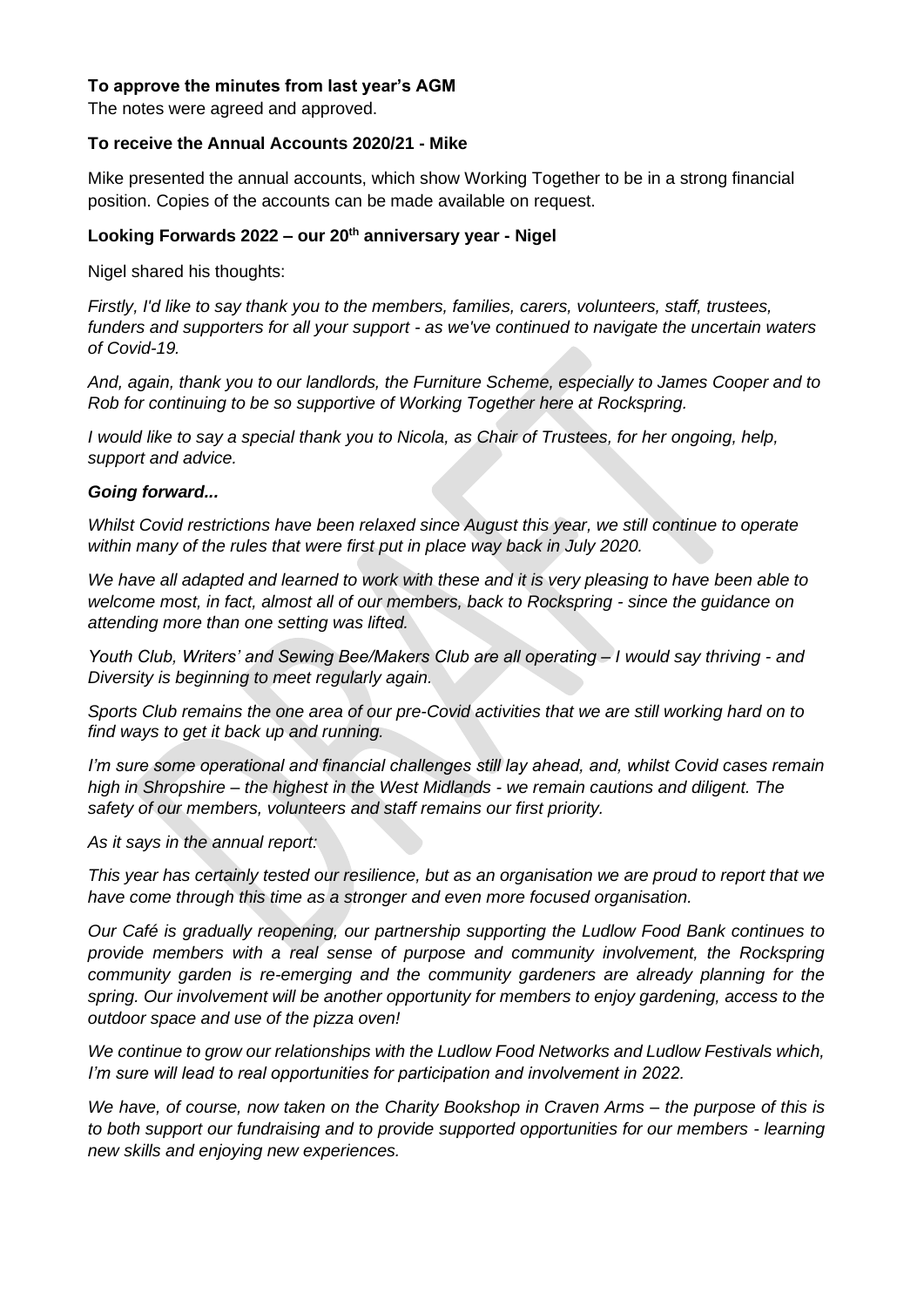**To approve the minutes from last year's AGM**

The notes were agreed and approved.

**To receive the Annual Accounts 2020/21 - Mike**

Mike presented the annual accounts, which show Working Together to be in a strong financial position. Copies of the accounts can be made available on request.

**Looking Forwards 2022 – our 20th anniversary year - Nigel**

Nigel shared his thoughts:

*Firstly, I'd like to say thank you to the members, families, carers, volunteers, staff, trustees, funders and supporters for all your support - as we've continued to navigate the uncertain waters of Covid-19.*

*And, again, thank you to our landlords, the Furniture Scheme, especially to James Cooper and to Rob for continuing to be so supportive of Working Together here at Rockspring.*

*I would like to say a special thank you to Nicola, as Chair of Trustees, for her ongoing, help, support and advice.*

***Going forward...***

*Whilst Covid restrictions have been relaxed since August this year, we still continue to operate within many of the rules that were first put in place way back in July 2020.*

*We have all adapted and learned to work with these and it is very pleasing to have been able to welcome most, in fact, almost all of our members, back to Rockspring - since the guidance on attending more than one setting was lifted.*

*Youth Club, Writers' and Sewing Bee/Makers Club are all operating – I would say thriving - and Diversity is beginning to meet regularly again.*

*Sports Club remains the one area of our pre-Covid activities that we are still working hard on to find ways to get it back up and running.*

*I'm sure some operational and financial challenges still lay ahead, and, whilst Covid cases remain high in Shropshire – the highest in the West Midlands - we remain cautions and diligent. The safety of our members, volunteers and staff remains our first priority.*

*As it says in the annual report:*

*This year has certainly tested our resilience, but as an organisation we are proud to report that we have come through this time as a stronger and even more focused organisation.*

*Our Café is gradually reopening, our partnership supporting the Ludlow Food Bank continues to provide members with a real sense of purpose and community involvement, the Rockspring community garden is re-emerging and the community gardeners are already planning for the spring. Our involvement will be another opportunity for members to enjoy gardening, access to the outdoor space and use of the pizza oven!*

*We continue to grow our relationships with the Ludlow Food Networks and Ludlow Festivals which, I'm sure will lead to real opportunities for participation and involvement in 2022.*

*We have, of course, now taken on the Charity Bookshop in Craven Arms – the purpose of this is to both support our fundraising and to provide supported opportunities for our members - learning new skills and enjoying new experiences.*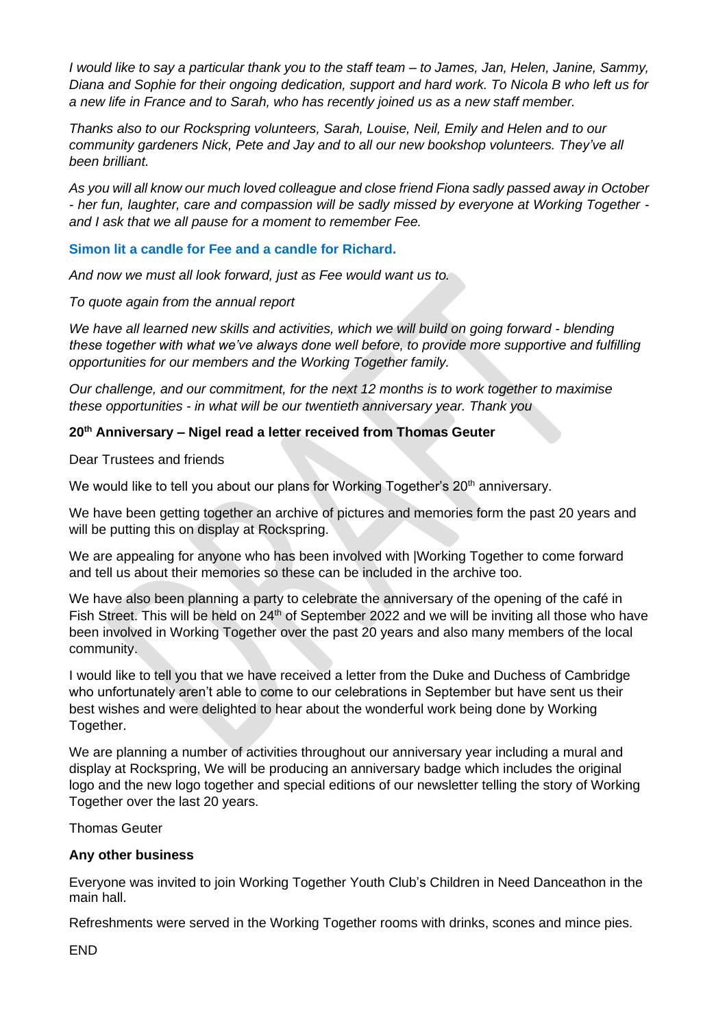*I would like to say a particular thank you to the staff team – to James, Jan, Helen, Janine, Sammy, Diana and Sophie for their ongoing dedication, support and hard work. To Nicola B who left us for a new life in France and to Sarah, who has recently joined us as a new staff member.*

*Thanks also to our Rockspring volunteers, Sarah, Louise, Neil, Emily and Helen and to our community gardeners Nick, Pete and Jay and to all our new bookshop volunteers. They've all been brilliant.*

*As you will all know our much loved colleague and close friend Fiona sadly passed away in October - her fun, laughter, care and compassion will be sadly missed by everyone at Working Together - and I ask that we all pause for a moment to remember Fee.*

**Simon lit a candle for Fee and a candle for Richard.**

*And now we must all look forward, just as Fee would want us to.*

*To quote again from the annual report*

*We have all learned new skills and activities, which we will build on going forward - blending these together with what we've always done well before, to provide more supportive and fulfilling opportunities for our members and the Working Together family.*

*Our challenge, and our commitment, for the next 12 months is to work together to maximise these opportunities - in what will be our twentieth anniversary year. Thank you*

**20th Anniversary – Nigel read a letter received from Thomas Geuter**

Dear Trustees and friends

We would like to tell you about our plans for Working Together's 20th anniversary.

We have been getting together an archive of pictures and memories form the past 20 years and will be putting this on display at Rockspring.

We are appealing for anyone who has been involved with |Working Together to come forward and tell us about their memories so these can be included in the archive too.

We have also been planning a party to celebrate the anniversary of the opening of the café in Fish Street. This will be held on 24th of September 2022 and we will be inviting all those who have been involved in Working Together over the past 20 years and also many members of the local community.

I would like to tell you that we have received a letter from the Duke and Duchess of Cambridge who unfortunately aren't able to come to our celebrations in September but have sent us their best wishes and were delighted to hear about the wonderful work being done by Working Together.

We are planning a number of activities throughout our anniversary year including a mural and display at Rockspring, We will be producing an anniversary badge which includes the original logo and the new logo together and special editions of our newsletter telling the story of Working Together over the last 20 years.

Thomas Geuter

**Any other business**

Everyone was invited to join Working Together Youth Club's Children in Need Danceathon in the main hall.

Refreshments were served in the Working Together rooms with drinks, scones and mince pies.

END